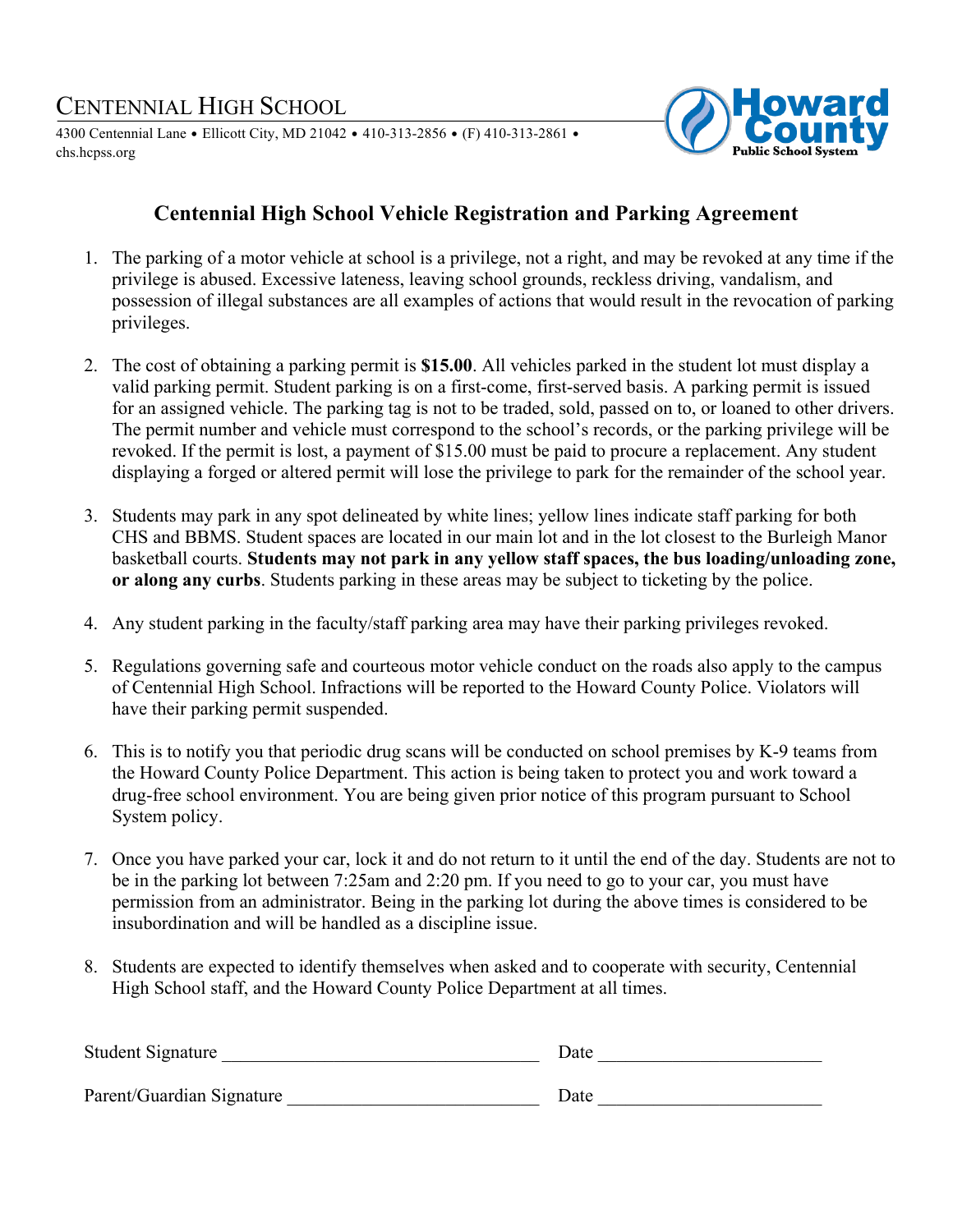# Centennial High School

4300 Centennial Lane • Ellicott City, MD 21042 • 410-313-2856 • (F) 410-313-2861 • chs.hcpss.org

Howard County Public School System

## Centennial High School Vehicle Registration and Parking Agreement

1. The parking of a motor vehicle at school is a privilege, not a right, and may be revoked at any time if the privilege is abused. Excessive lateness, leaving school grounds, reckless driving, vandalism, and possession of illegal substances are all examples of actions that would result in the revocation of parking privileges.

2. The cost of obtaining a parking permit is **$15.00**. All vehicles parked in the student lot must display a valid parking permit. Student parking is on a first-come, first-served basis. A parking permit is issued for an assigned vehicle. The parking tag is not to be traded, sold, passed on to, or loaned to other drivers. The permit number and vehicle must correspond to the school's records, or the parking privilege will be revoked. If the permit is lost, a payment of $15.00 must be paid to procure a replacement. Any student displaying a forged or altered permit will lose the privilege to park for the remainder of the school year.

3. Students may park in any spot delineated by white lines; yellow lines indicate staff parking for both CHS and BBMS. Student spaces are located in our main lot and in the lot closest to the Burleigh Manor basketball courts. **Students may not park in any yellow staff spaces, the bus loading/unloading zone, or along any curbs**. Students parking in these areas may be subject to ticketing by the police.

4. Any student parking in the faculty/staff parking area may have their parking privileges revoked.

5. Regulations governing safe and courteous motor vehicle conduct on the roads also apply to the campus of Centennial High School. Infractions will be reported to the Howard County Police. Violators will have their parking permit suspended.

6. This is to notify you that periodic drug scans will be conducted on school premises by K-9 teams from the Howard County Police Department. This action is being taken to protect you and work toward a drug-free school environment. You are being given prior notice of this program pursuant to School System policy.

7. Once you have parked your car, lock it and do not return to it until the end of the day. Students are not to be in the parking lot between 7:25am and 2:20 pm. If you need to go to your car, you must have permission from an administrator. Being in the parking lot during the above times is considered to be insubordination and will be handled as a discipline issue.

8. Students are expected to identify themselves when asked and to cooperate with security, Centennial High School staff, and the Howard County Police Department at all times.

Student Signature ________________________________ Date ______________________

Parent/Guardian Signature __________________________ Date ______________________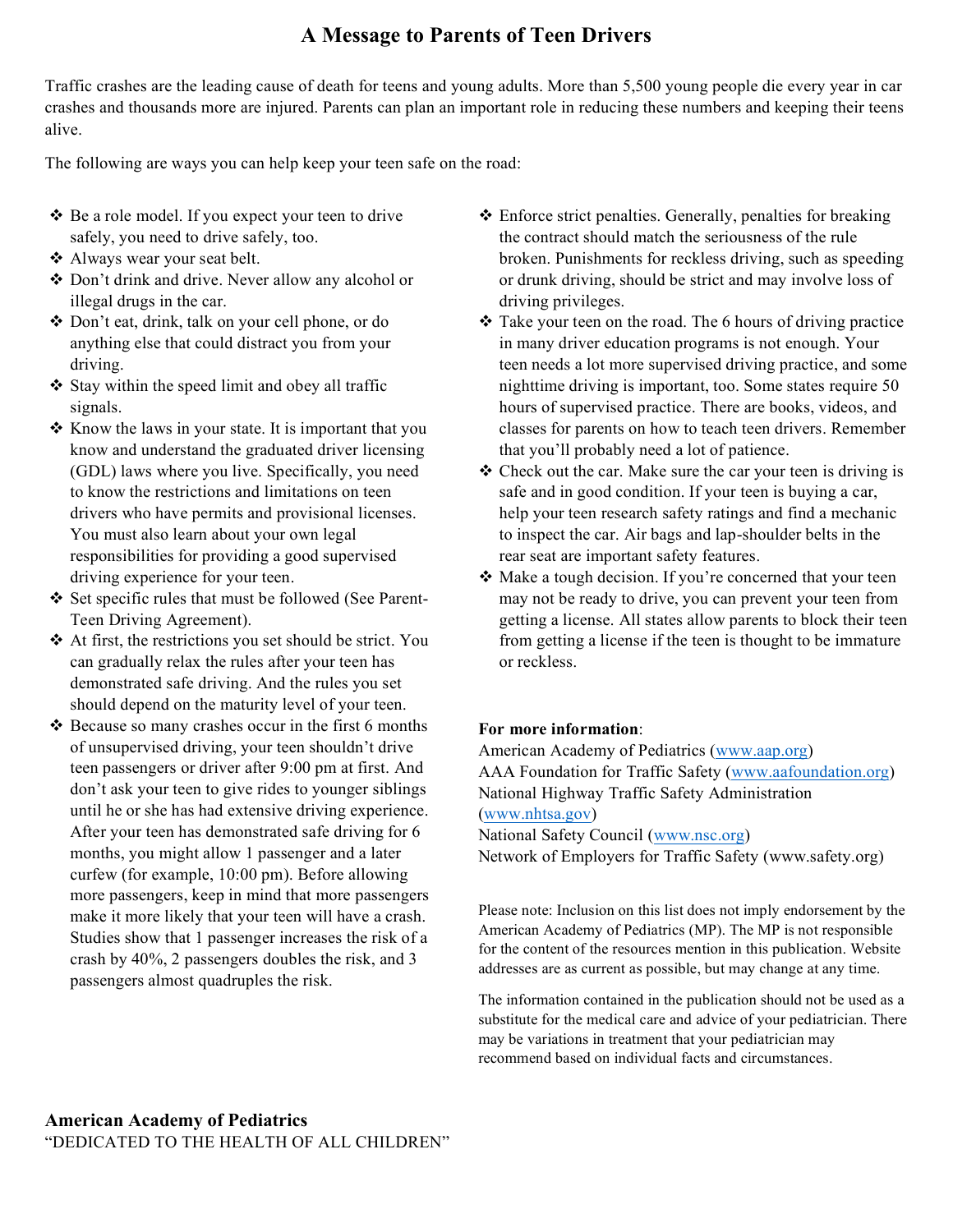# A Message to Parents of Teen Drivers

Traffic crashes are the leading cause of death for teens and young adults. More than 5,500 young people die every year in car crashes and thousands more are injured. Parents can plan an important role in reducing these numbers and keeping their teens alive.

The following are ways you can help keep your teen safe on the road:

- Be a role model. If you expect your teen to drive safely, you need to drive safely, too.
- Always wear your seat belt.
- Don't drink and drive. Never allow any alcohol or illegal drugs in the car.
- Don't eat, drink, talk on your cell phone, or do anything else that could distract you from your driving.
- Stay within the speed limit and obey all traffic signals.
- Know the laws in your state. It is important that you know and understand the graduated driver licensing (GDL) laws where you live. Specifically, you need to know the restrictions and limitations on teen drivers who have permits and provisional licenses. You must also learn about your own legal responsibilities for providing a good supervised driving experience for your teen.
- Set specific rules that must be followed (See Parent-Teen Driving Agreement).
- At first, the restrictions you set should be strict. You can gradually relax the rules after your teen has demonstrated safe driving. And the rules you set should depend on the maturity level of your teen.
- Because so many crashes occur in the first 6 months of unsupervised driving, your teen shouldn't drive teen passengers or driver after 9:00 pm at first. And don't ask your teen to give rides to younger siblings until he or she has had extensive driving experience. After your teen has demonstrated safe driving for 6 months, you might allow 1 passenger and a later curfew (for example, 10:00 pm). Before allowing more passengers, keep in mind that more passengers make it more likely that your teen will have a crash. Studies show that 1 passenger increases the risk of a crash by 40%, 2 passengers doubles the risk, and 3 passengers almost quadruples the risk.
- Enforce strict penalties. Generally, penalties for breaking the contract should match the seriousness of the rule broken. Punishments for reckless driving, such as speeding or drunk driving, should be strict and may involve loss of driving privileges.
- Take your teen on the road. The 6 hours of driving practice in many driver education programs is not enough. Your teen needs a lot more supervised driving practice, and some nighttime driving is important, too. Some states require 50 hours of supervised practice. There are books, videos, and classes for parents on how to teach teen drivers. Remember that you'll probably need a lot of patience.
- Check out the car. Make sure the car your teen is driving is safe and in good condition. If your teen is buying a car, help your teen research safety ratings and find a mechanic to inspect the car. Air bags and lap-shoulder belts in the rear seat are important safety features.
- Make a tough decision. If you're concerned that your teen may not be ready to drive, you can prevent your teen from getting a license. All states allow parents to block their teen from getting a license if the teen is thought to be immature or reckless.

**For more information**:

American Academy of Pediatrics (www.aap.org)
AAA Foundation for Traffic Safety (www.aafoundation.org)
National Highway Traffic Safety Administration (www.nhtsa.gov)
National Safety Council (www.nsc.org)
Network of Employers for Traffic Safety (www.safety.org)

Please note: Inclusion on this list does not imply endorsement by the American Academy of Pediatrics (MP). The MP is not responsible for the content of the resources mention in this publication. Website addresses are as current as possible, but may change at any time.

The information contained in the publication should not be used as a substitute for the medical care and advice of your pediatrician. There may be variations in treatment that your pediatrician may recommend based on individual facts and circumstances.

**American Academy of Pediatrics**
"DEDICATED TO THE HEALTH OF ALL CHILDREN"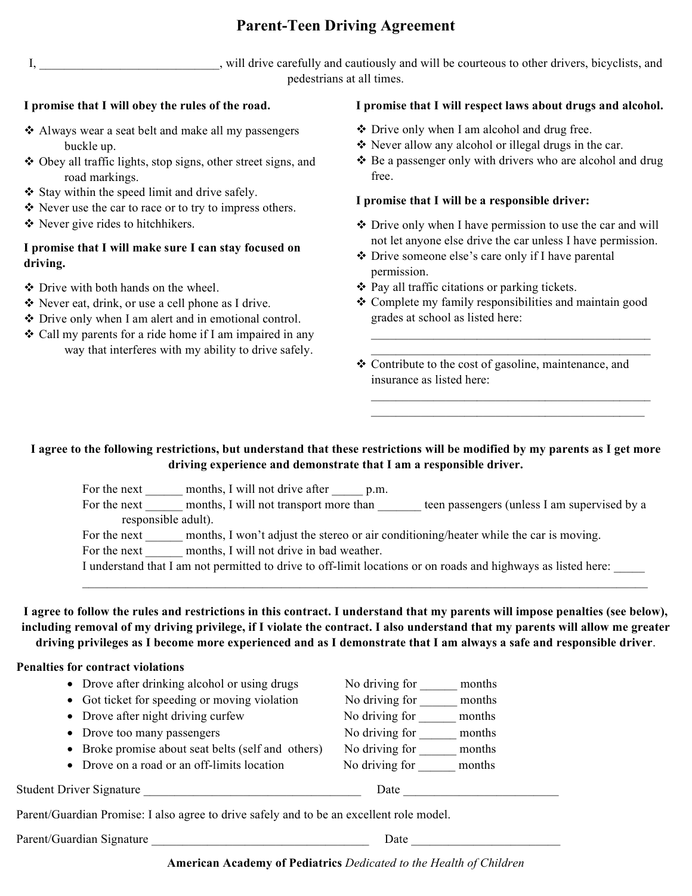# Parent-Teen Driving Agreement

I, ______________________________, will drive carefully and cautiously and will be courteous to other drivers, bicyclists, and pedestrians at all times.

**I promise that I will obey the rules of the road.**

- Always wear a seat belt and make all my passengers buckle up.
- Obey all traffic lights, stop signs, other street signs, and road markings.
- Stay within the speed limit and drive safely.
- Never use the car to race or to try to impress others.
- Never give rides to hitchhikers.

**I promise that I will make sure I can stay focused on driving.**

- Drive with both hands on the wheel.
- Never eat, drink, or use a cell phone as I drive.
- Drive only when I am alert and in emotional control.
- Call my parents for a ride home if I am impaired in any way that interferes with my ability to drive safely.

**I promise that I will respect laws about drugs and alcohol.**

- Drive only when I am alcohol and drug free.
- Never allow any alcohol or illegal drugs in the car.
- Be a passenger only with drivers who are alcohol and drug free.

**I promise that I will be a responsible driver:**

- Drive only when I have permission to use the car and will not let anyone else drive the car unless I have permission.
- Drive someone else's care only if I have parental permission.
- Pay all traffic citations or parking tickets.
- Complete my family responsibilities and maintain good grades at school as listed here:
  ______________________________________________
  ______________________________________________
- Contribute to the cost of gasoline, maintenance, and insurance as listed here:
  ______________________________________________
  ______________________________________________

**I agree to the following restrictions, but understand that these restrictions will be modified by my parents as I get more driving experience and demonstrate that I am a responsible driver.**

For the next ______ months, I will not drive after _____ p.m.
For the next ______ months, I will not transport more than _______ teen passengers (unless I am supervised by a responsible adult).
For the next ______ months, I won't adjust the stereo or air conditioning/heater while the car is moving.
For the next ______ months, I will not drive in bad weather.
I understand that I am not permitted to drive to off-limit locations or on roads and highways as listed here: _____
______________________________________________________________________________________________

**I agree to follow the rules and restrictions in this contract. I understand that my parents will impose penalties (see below), including removal of my driving privilege, if I violate the contract. I also understand that my parents will allow me greater driving privileges as I become more experienced and as I demonstrate that I am always a safe and responsible driver**.

**Penalties for contract violations**

- Drove after drinking alcohol or using drugs — No driving for ______ months
- Got ticket for speeding or moving violation — No driving for ______ months
- Drove after night driving curfew — No driving for ______ months
- Drove too many passengers — No driving for ______ months
- Broke promise about seat belts (self and others) — No driving for ______ months
- Drove on a road or an off-limits location — No driving for ______ months

Student Driver Signature ____________________________________ Date _________________________

Parent/Guardian Promise: I also agree to drive safely and to be an excellent role model.

Parent/Guardian Signature ____________________________________ Date _________________________

**American Academy of Pediatrics** *Dedicated to the Health of Children*